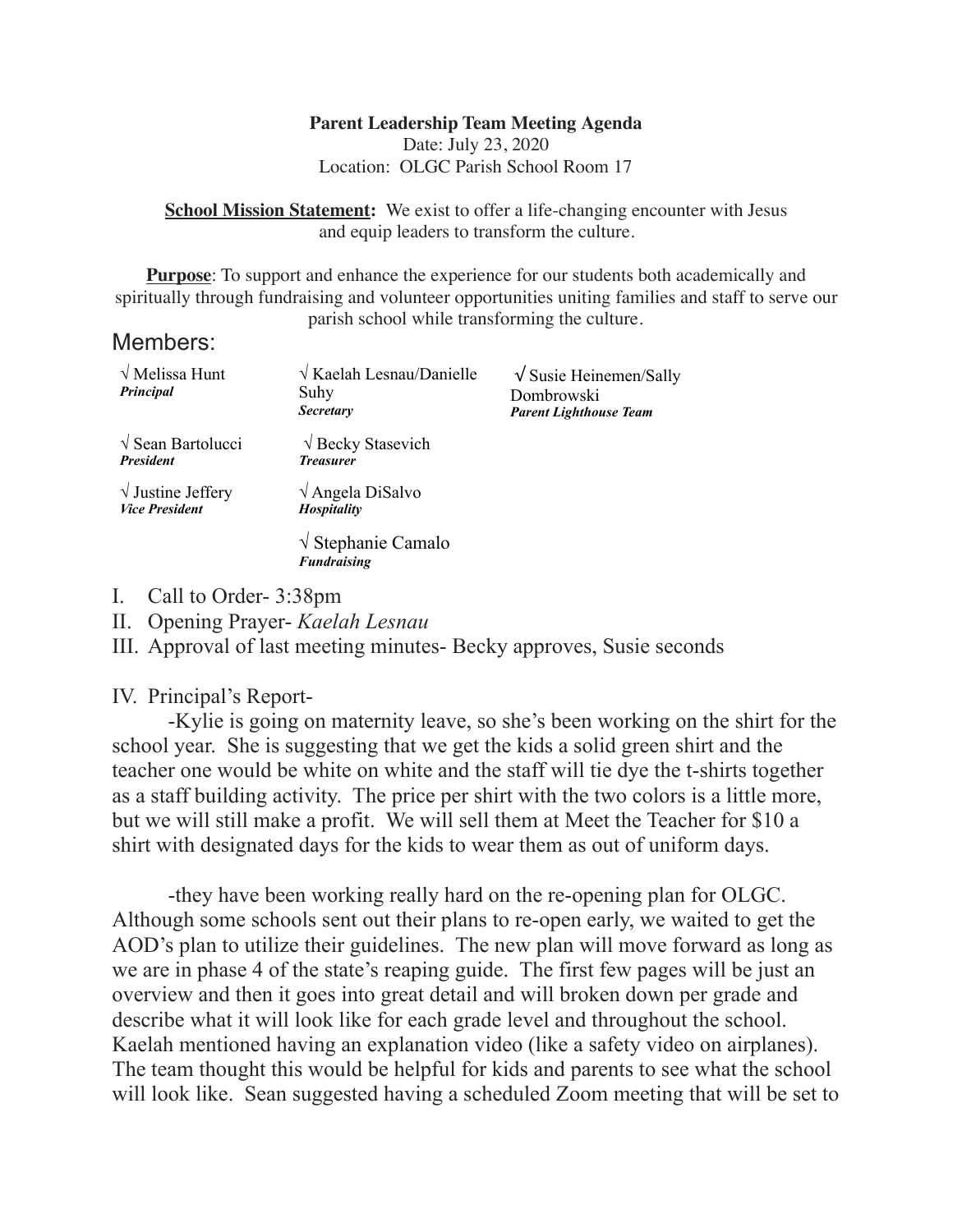**Parent Leadership Team Meeting Agenda**
Date: July 23, 2020
Location: OLGC Parish School Room 17

**School Mission Statement:** We exist to offer a life-changing encounter with Jesus and equip leaders to transform the culture.

**Purpose**: To support and enhance the experience for our students both academically and spiritually through fundraising and volunteer opportunities uniting families and staff to serve our parish school while transforming the culture.

## Members:

| | | |
|---|---|---|
| √ Melissa Hunt *Principal* | √ Kaelah Lesnau/Danielle Suhy *Secretary* | √ Susie Heinemen/Sally Dombrowski *Parent Lighthouse Team* |
| √ Sean Bartolucci *President* | √ Becky Stasevich *Treasurer* | |
| √ Justine Jeffery *Vice President* | √ Angela DiSalvo *Hospitality* | |
| | √ Stephanie Camalo *Fundraising* | |

I. Call to Order- 3:38pm
II. Opening Prayer- *Kaelah Lesnau*
III. Approval of last meeting minutes- Becky approves, Susie seconds

IV. Principal's Report-

-Kylie is going on maternity leave, so she's been working on the shirt for the school year. She is suggesting that we get the kids a solid green shirt and the teacher one would be white on white and the staff will tie dye the t-shirts together as a staff building activity. The price per shirt with the two colors is a little more, but we will still make a profit. We will sell them at Meet the Teacher for $10 a shirt with designated days for the kids to wear them as out of uniform days.

-they have been working really hard on the re-opening plan for OLGC. Although some schools sent out their plans to re-open early, we waited to get the AOD's plan to utilize their guidelines. The new plan will move forward as long as we are in phase 4 of the state's reaping guide. The first few pages will be just an overview and then it goes into great detail and will broken down per grade and describe what it will look like for each grade level and throughout the school. Kaelah mentioned having an explanation video (like a safety video on airplanes). The team thought this would be helpful for kids and parents to see what the school will look like. Sean suggested having a scheduled Zoom meeting that will be set to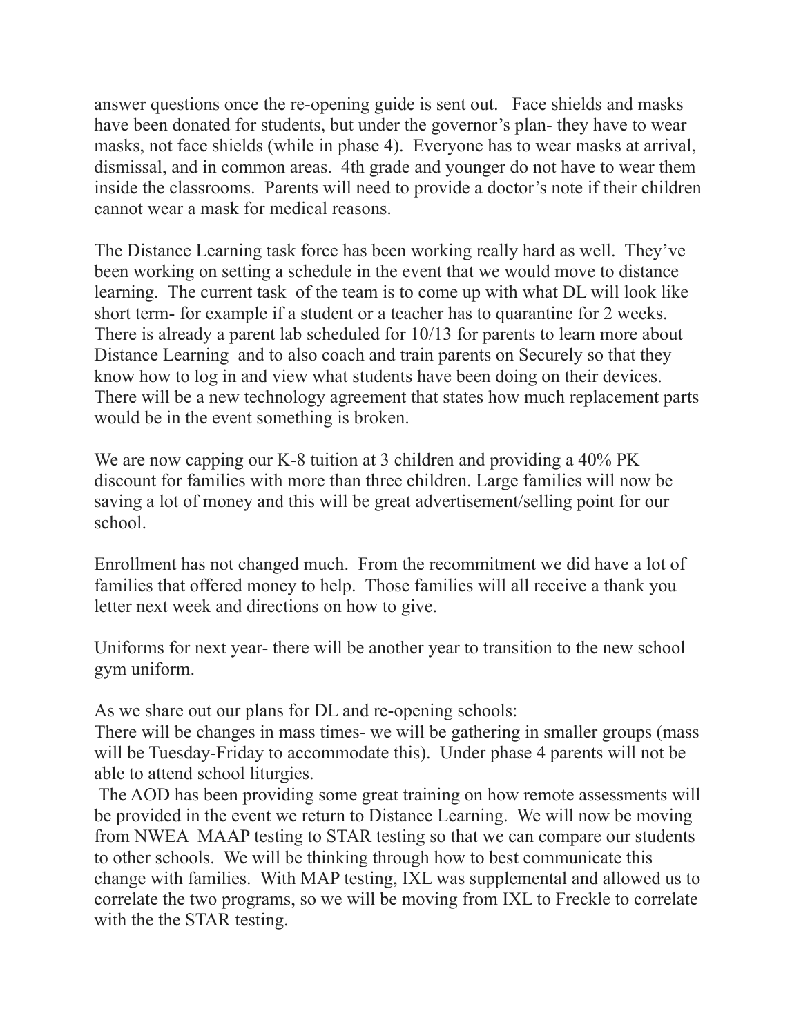answer questions once the re-opening guide is sent out. Face shields and masks have been donated for students, but under the governor's plan- they have to wear masks, not face shields (while in phase 4). Everyone has to wear masks at arrival, dismissal, and in common areas. 4th grade and younger do not have to wear them inside the classrooms. Parents will need to provide a doctor's note if their children cannot wear a mask for medical reasons.

The Distance Learning task force has been working really hard as well. They've been working on setting a schedule in the event that we would move to distance learning. The current task of the team is to come up with what DL will look like short term- for example if a student or a teacher has to quarantine for 2 weeks. There is already a parent lab scheduled for 10/13 for parents to learn more about Distance Learning and to also coach and train parents on Securely so that they know how to log in and view what students have been doing on their devices. There will be a new technology agreement that states how much replacement parts would be in the event something is broken.

We are now capping our K-8 tuition at 3 children and providing a 40% PK discount for families with more than three children. Large families will now be saving a lot of money and this will be great advertisement/selling point for our school.

Enrollment has not changed much. From the recommitment we did have a lot of families that offered money to help. Those families will all receive a thank you letter next week and directions on how to give.

Uniforms for next year- there will be another year to transition to the new school gym uniform.

As we share out our plans for DL and re-opening schools:
There will be changes in mass times- we will be gathering in smaller groups (mass will be Tuesday-Friday to accommodate this). Under phase 4 parents will not be able to attend school liturgies.
The AOD has been providing some great training on how remote assessments will be provided in the event we return to Distance Learning. We will now be moving from NWEA MAAP testing to STAR testing so that we can compare our students to other schools. We will be thinking through how to best communicate this change with families. With MAP testing, IXL was supplemental and allowed us to correlate the two programs, so we will be moving from IXL to Freckle to correlate with the the STAR testing.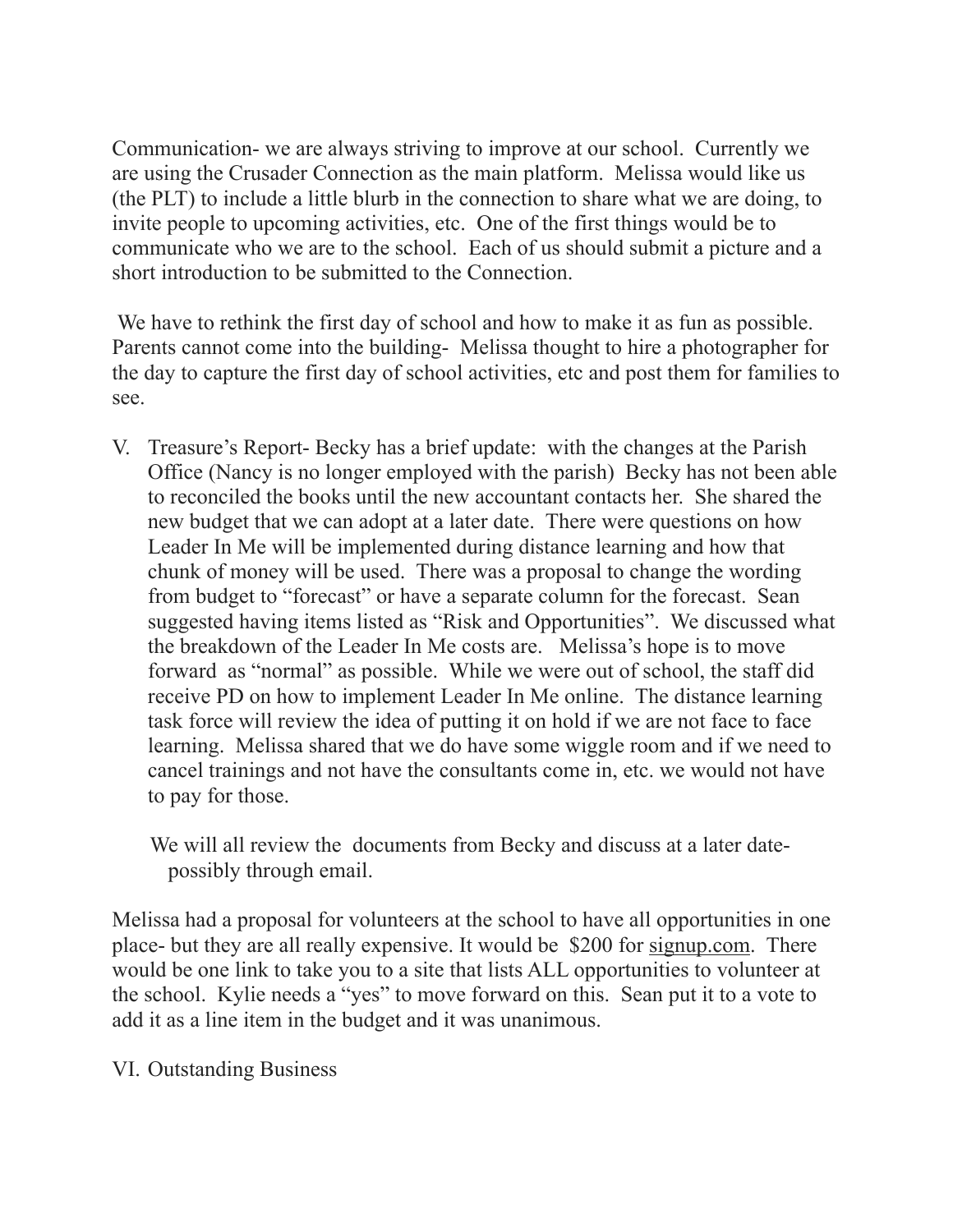Communication- we are always striving to improve at our school. Currently we are using the Crusader Connection as the main platform. Melissa would like us (the PLT) to include a little blurb in the connection to share what we are doing, to invite people to upcoming activities, etc. One of the first things would be to communicate who we are to the school. Each of us should submit a picture and a short introduction to be submitted to the Connection.

We have to rethink the first day of school and how to make it as fun as possible. Parents cannot come into the building- Melissa thought to hire a photographer for the day to capture the first day of school activities, etc and post them for families to see.

V. Treasure's Report- Becky has a brief update: with the changes at the Parish Office (Nancy is no longer employed with the parish) Becky has not been able to reconciled the books until the new accountant contacts her. She shared the new budget that we can adopt at a later date. There were questions on how Leader In Me will be implemented during distance learning and how that chunk of money will be used. There was a proposal to change the wording from budget to "forecast" or have a separate column for the forecast. Sean suggested having items listed as "Risk and Opportunities". We discussed what the breakdown of the Leader In Me costs are. Melissa's hope is to move forward as "normal" as possible. While we were out of school, the staff did receive PD on how to implement Leader In Me online. The distance learning task force will review the idea of putting it on hold if we are not face to face learning. Melissa shared that we do have some wiggle room and if we need to cancel trainings and not have the consultants come in, etc. we would not have to pay for those.

We will all review the documents from Becky and discuss at a later date- possibly through email.

Melissa had a proposal for volunteers at the school to have all opportunities in one place- but they are all really expensive. It would be $200 for signup.com. There would be one link to take you to a site that lists ALL opportunities to volunteer at the school. Kylie needs a "yes" to move forward on this. Sean put it to a vote to add it as a line item in the budget and it was unanimous.

VI. Outstanding Business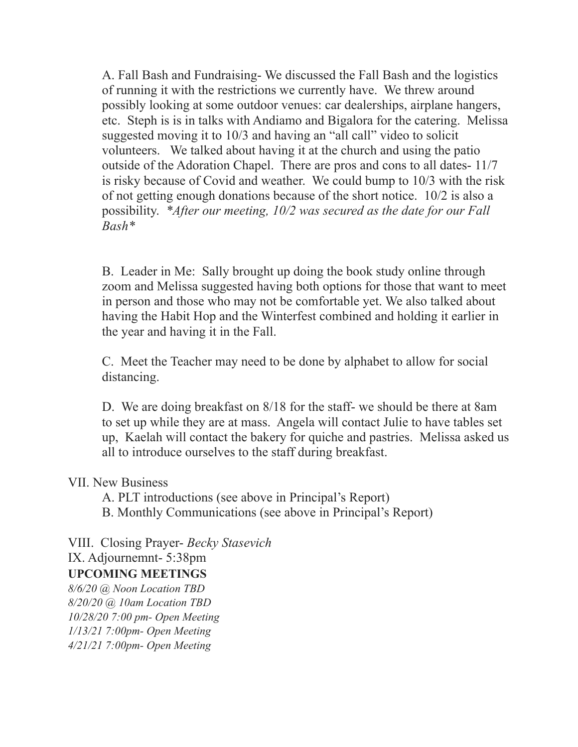A. Fall Bash and Fundraising- We discussed the Fall Bash and the logistics of running it with the restrictions we currently have. We threw around possibly looking at some outdoor venues: car dealerships, airplane hangers, etc. Steph is is in talks with Andiamo and Bigalora for the catering. Melissa suggested moving it to 10/3 and having an "all call" video to solicit volunteers. We talked about having it at the church and using the patio outside of the Adoration Chapel. There are pros and cons to all dates- 11/7 is risky because of Covid and weather. We could bump to 10/3 with the risk of not getting enough donations because of the short notice. 10/2 is also a possibility. *\*After our meeting, 10/2 was secured as the date for our Fall Bash\**

B. Leader in Me: Sally brought up doing the book study online through zoom and Melissa suggested having both options for those that want to meet in person and those who may not be comfortable yet. We also talked about having the Habit Hop and the Winterfest combined and holding it earlier in the year and having it in the Fall.

C. Meet the Teacher may need to be done by alphabet to allow for social distancing.

D. We are doing breakfast on 8/18 for the staff- we should be there at 8am to set up while they are at mass. Angela will contact Julie to have tables set up, Kaelah will contact the bakery for quiche and pastries. Melissa asked us all to introduce ourselves to the staff during breakfast.

VII. New Business

A. PLT introductions (see above in Principal's Report)
B. Monthly Communications (see above in Principal's Report)

VIII. Closing Prayer- *Becky Stasevich*
IX. Adjournemnt- 5:38pm

**UPCOMING MEETINGS**

*8/6/20 @ Noon Location TBD*
*8/20/20 @ 10am Location TBD*
*10/28/20 7:00 pm- Open Meeting*
*1/13/21 7:00pm- Open Meeting*
*4/21/21 7:00pm- Open Meeting*